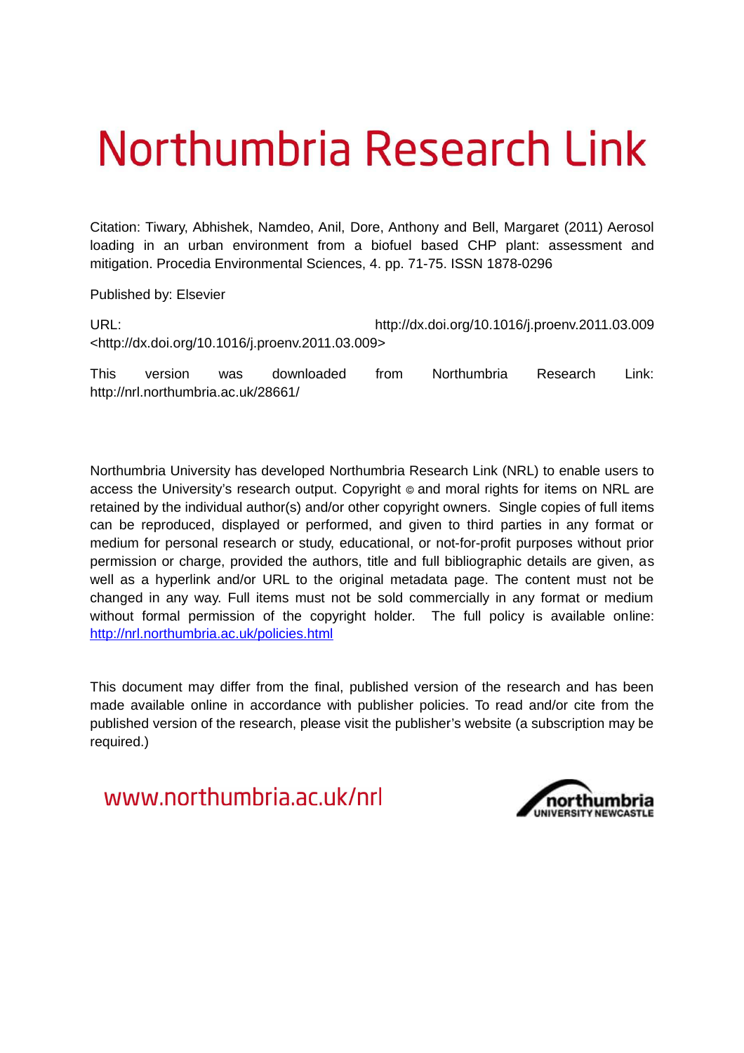# Northumbria Research Link

Citation: Tiwary, Abhishek, Namdeo, Anil, Dore, Anthony and Bell, Margaret (2011) Aerosol loading in an urban environment from a biofuel based CHP plant: assessment and mitigation. Procedia Environmental Sciences, 4. pp. 71-75. ISSN 1878-0296

Published by: Elsevier

URL: http://dx.doi.org/10.1016/j.proenv.2011.03.009 <http://dx.doi.org/10.1016/j.proenv.2011.03.009>

This version was downloaded from Northumbria Research Link: http://nrl.northumbria.ac.uk/28661/

Northumbria University has developed Northumbria Research Link (NRL) to enable users to access the University's research output. Copyright © and moral rights for items on NRL are retained by the individual author(s) and/or other copyright owners. Single copies of full items can be reproduced, displayed or performed, and given to third parties in any format or medium for personal research or study, educational, or not-for-profit purposes without prior permission or charge, provided the authors, title and full bibliographic details are given, as well as a hyperlink and/or URL to the original metadata page. The content must not be changed in any way. Full items must not be sold commercially in any format or medium without formal permission of the copyright holder. The full policy is available online: [http://nrl.northumbria.ac.uk/policies.html](http://nrl.northumbria.ac.uk/policies.html)

This document may differ from the final, published version of the research and has been made available online in accordance with publisher policies. To read and/or cite from the published version of the research, please visit the publisher's website (a subscription may be required.)

www.northumbria.ac.uk/nrl

northumbria UNIVERSITY NEWCASTLE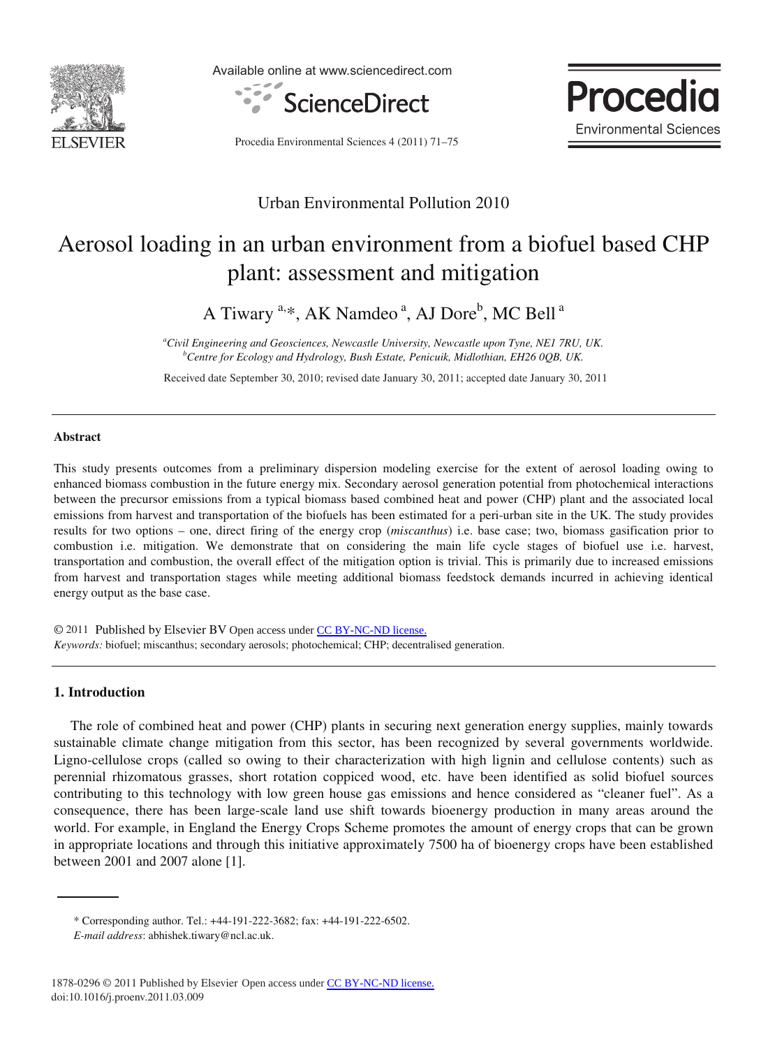Urban Environmental Pollution 2010

# Aerosol loading in an urban environment from a biofuel based CHP plant: assessment and mitigation

A Tiwary [a,*], AK Namdeo [a], AJ Dore[b], MC Bell [a]

[a]*Civil Engineering and Geosciences, Newcastle University, Newcastle upon Tyne, NE1 7RU, UK.*
[b]*Centre for Ecology and Hydrology, Bush Estate, Penicuik, Midlothian, EH26 0QB, UK.*

Received date September 30, 2010; revised date January 30, 2011; accepted date January 30, 2011

---

**Abstract**

This study presents outcomes from a preliminary dispersion modeling exercise for the extent of aerosol loading owing to enhanced biomass combustion in the future energy mix. Secondary aerosol generation potential from photochemical interactions between the precursor emissions from a typical biomass based combined heat and power (CHP) plant and the associated local emissions from harvest and transportation of the biofuels has been estimated for a peri-urban site in the UK. The study provides results for two options – one, direct firing of the energy crop (*miscanthus*) i.e. base case; two, biomass gasification prior to combustion i.e. mitigation. We demonstrate that on considering the main life cycle stages of biofuel use i.e. harvest, transportation and combustion, the overall effect of the mitigation option is trivial. This is primarily due to increased emissions from harvest and transportation stages while meeting additional biomass feedstock demands incurred in achieving identical energy output as the base case.

© 2011 Published by Elsevier BV Open access under CC BY-NC-ND license.

*Keywords:* biofuel; miscanthus; secondary aerosols; photochemical; CHP; decentralised generation.

---

## 1. Introduction

The role of combined heat and power (CHP) plants in securing next generation energy supplies, mainly towards sustainable climate change mitigation from this sector, has been recognized by several governments worldwide. Ligno-cellulose crops (called so owing to their characterization with high lignin and cellulose contents) such as perennial rhizomatous grasses, short rotation coppiced wood, etc. have been identified as solid biofuel sources contributing to this technology with low green house gas emissions and hence considered as "cleaner fuel". As a consequence, there has been large-scale land use shift towards bioenergy production in many areas around the world. For example, in England the Energy Crops Scheme promotes the amount of energy crops that can be grown in appropriate locations and through this initiative approximately 7500 ha of bioenergy crops have been established between 2001 and 2007 alone [1].

* Corresponding author. Tel.: +44-191-222-3682; fax: +44-191-222-6502.
*E-mail address*: abhishek.tiwary@ncl.ac.uk.

1878-0296 © 2011 Published by Elsevier Open access under CC BY-NC-ND license.
doi:10.1016/j.proenv.2011.03.009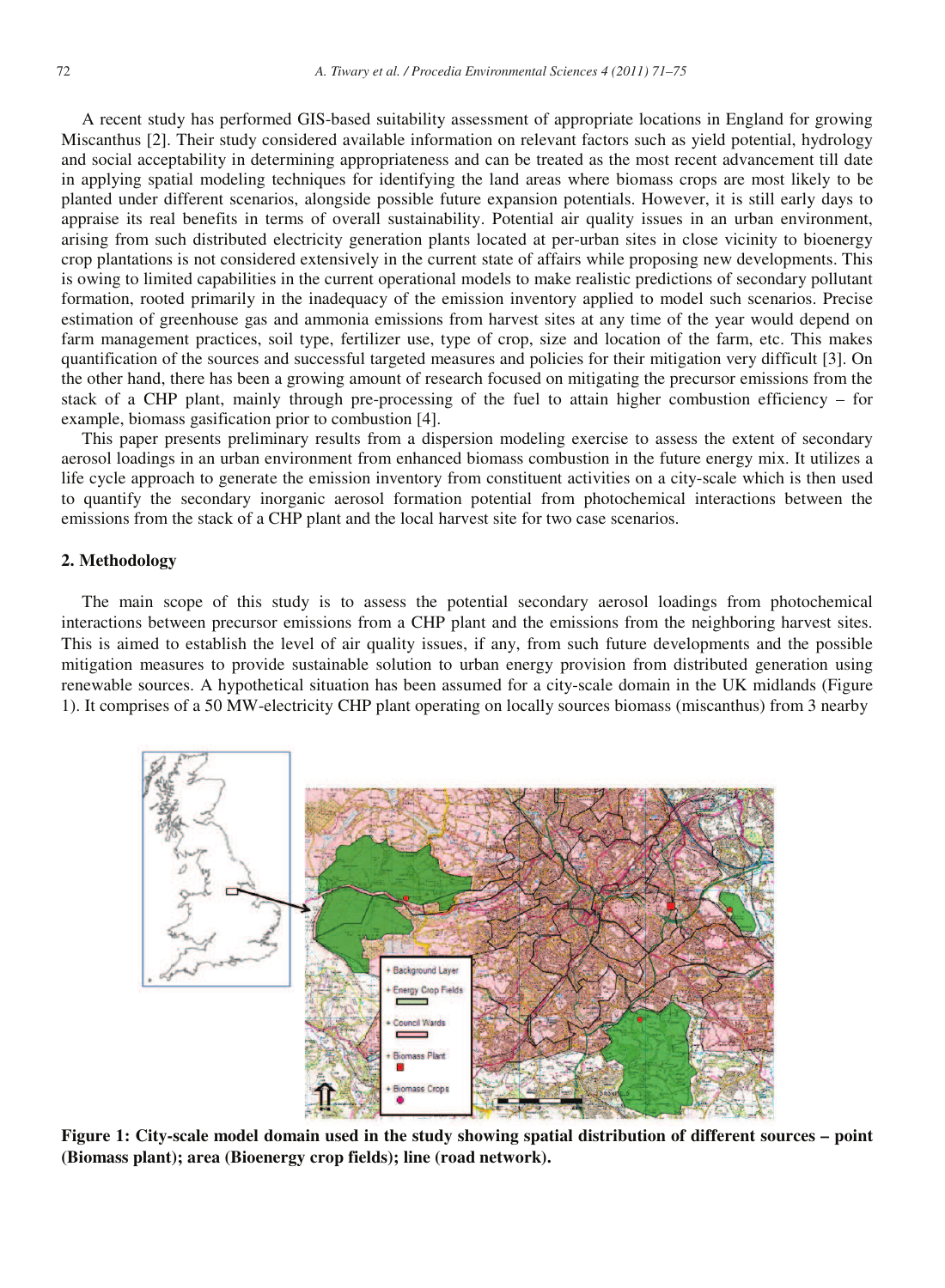A recent study has performed GIS-based suitability assessment of appropriate locations in England for growing Miscanthus [2]. Their study considered available information on relevant factors such as yield potential, hydrology and social acceptability in determining appropriateness and can be treated as the most recent advancement till date in applying spatial modeling techniques for identifying the land areas where biomass crops are most likely to be planted under different scenarios, alongside possible future expansion potentials. However, it is still early days to appraise its real benefits in terms of overall sustainability. Potential air quality issues in an urban environment, arising from such distributed electricity generation plants located at per-urban sites in close vicinity to bioenergy crop plantations is not considered extensively in the current state of affairs while proposing new developments. This is owing to limited capabilities in the current operational models to make realistic predictions of secondary pollutant formation, rooted primarily in the inadequacy of the emission inventory applied to model such scenarios. Precise estimation of greenhouse gas and ammonia emissions from harvest sites at any time of the year would depend on farm management practices, soil type, fertilizer use, type of crop, size and location of the farm, etc. This makes quantification of the sources and successful targeted measures and policies for their mitigation very difficult [3]. On the other hand, there has been a growing amount of research focused on mitigating the precursor emissions from the stack of a CHP plant, mainly through pre-processing of the fuel to attain higher combustion efficiency – for example, biomass gasification prior to combustion [4].

This paper presents preliminary results from a dispersion modeling exercise to assess the extent of secondary aerosol loadings in an urban environment from enhanced biomass combustion in the future energy mix. It utilizes a life cycle approach to generate the emission inventory from constituent activities on a city-scale which is then used to quantify the secondary inorganic aerosol formation potential from photochemical interactions between the emissions from the stack of a CHP plant and the local harvest site for two case scenarios.

## 2. Methodology

The main scope of this study is to assess the potential secondary aerosol loadings from photochemical interactions between precursor emissions from a CHP plant and the emissions from the neighboring harvest sites. This is aimed to establish the level of air quality issues, if any, from such future developments and the possible mitigation measures to provide sustainable solution to urban energy provision from distributed generation using renewable sources. A hypothetical situation has been assumed for a city-scale domain in the UK midlands (Figure 1). It comprises of a 50 MW-electricity CHP plant operating on locally sources biomass (miscanthus) from 3 nearby

**Figure 1: City-scale model domain used in the study showing spatial distribution of different sources – point (Biomass plant); area (Bioenergy crop fields); line (road network).**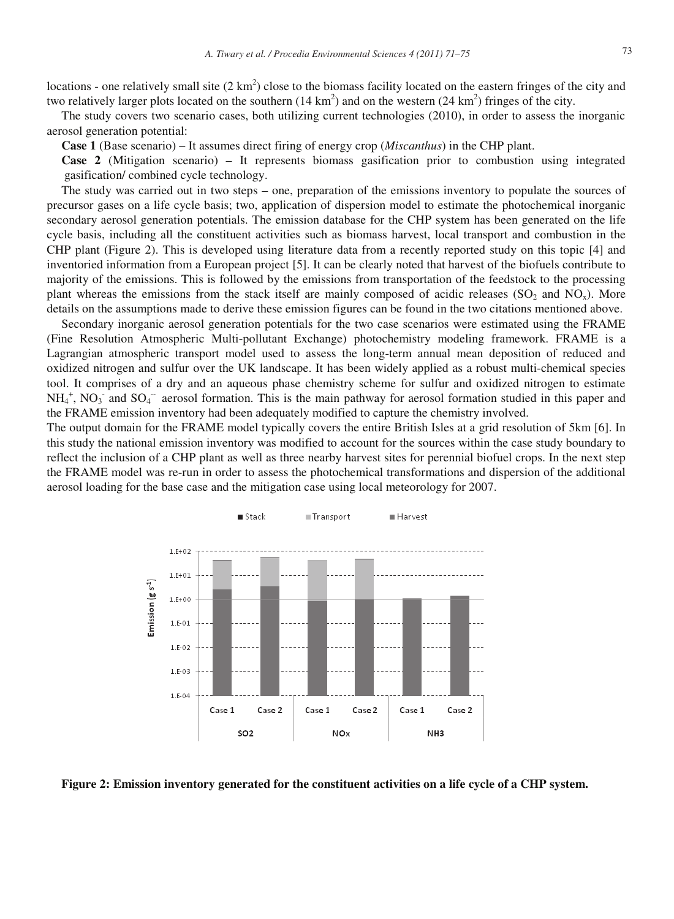locations - one relatively small site ($2\ km^2$) close to the biomass facility located on the eastern fringes of the city and two relatively larger plots located on the southern ($14\ km^2$) and on the western ($24\ km^2$) fringes of the city.

The study covers two scenario cases, both utilizing current technologies (2010), in order to assess the inorganic aerosol generation potential:

**Case 1** (Base scenario) – It assumes direct firing of energy crop (*Miscanthus*) in the CHP plant.

**Case 2** (Mitigation scenario) – It represents biomass gasification prior to combustion using integrated gasification/ combined cycle technology.

The study was carried out in two steps – one, preparation of the emissions inventory to populate the sources of precursor gases on a life cycle basis; two, application of dispersion model to estimate the photochemical inorganic secondary aerosol generation potentials. The emission database for the CHP system has been generated on the life cycle basis, including all the constituent activities such as biomass harvest, local transport and combustion in the CHP plant (Figure 2). This is developed using literature data from a recently reported study on this topic [4] and inventoried information from a European project [5]. It can be clearly noted that harvest of the biofuels contribute to majority of the emissions. This is followed by the emissions from transportation of the feedstock to the processing plant whereas the emissions from the stack itself are mainly composed of acidic releases ($SO_2$ and $NO_x$). More details on the assumptions made to derive these emission figures can be found in the two citations mentioned above.

Secondary inorganic aerosol generation potentials for the two case scenarios were estimated using the FRAME (Fine Resolution Atmospheric Multi-pollutant Exchange) photochemistry modeling framework. FRAME is a Lagrangian atmospheric transport model used to assess the long-term annual mean deposition of reduced and oxidized nitrogen and sulfur over the UK landscape. It has been widely applied as a robust multi-chemical species tool. It comprises of a dry and an aqueous phase chemistry scheme for sulfur and oxidized nitrogen to estimate $NH_4^+$, $NO_3^-$ and $SO_4^{-}$ aerosol formation. This is the main pathway for aerosol formation studied in this paper and the FRAME emission inventory had been adequately modified to capture the chemistry involved.

The output domain for the FRAME model typically covers the entire British Isles at a grid resolution of 5km [6]. In this study the national emission inventory was modified to account for the sources within the case study boundary to reflect the inclusion of a CHP plant as well as three nearby harvest sites for perennial biofuel crops. In the next step the FRAME model was re-run in order to assess the photochemical transformations and dispersion of the additional aerosol loading for the base case and the mitigation case using local meteorology for 2007.

**Figure 2: Emission inventory generated for the constituent activities on a life cycle of a CHP system.**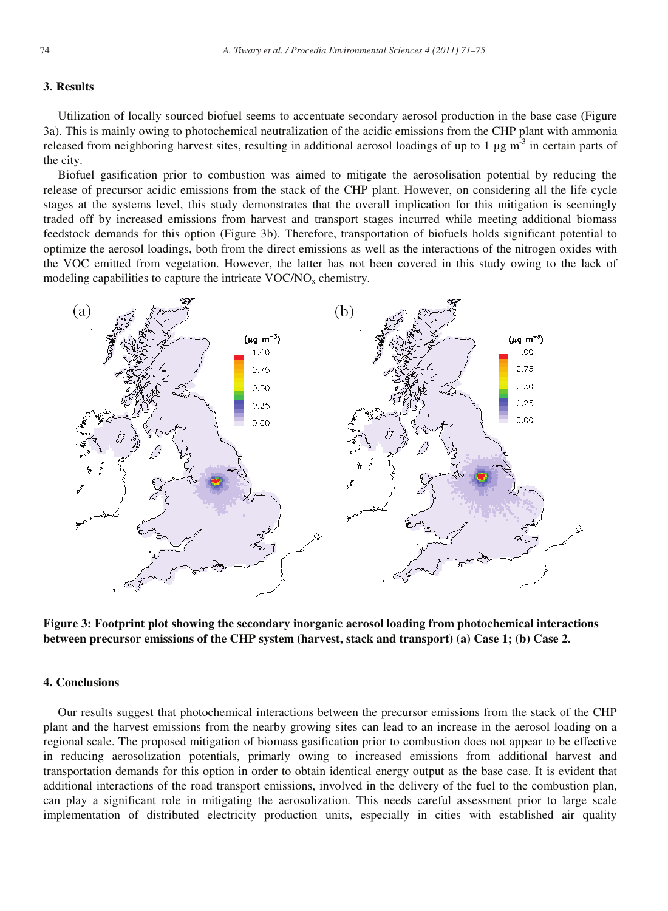## 3. Results

Utilization of locally sourced biofuel seems to accentuate secondary aerosol production in the base case (Figure 3a). This is mainly owing to photochemical neutralization of the acidic emissions from the CHP plant with ammonia released from neighboring harvest sites, resulting in additional aerosol loadings of up to 1 μg $m^{-3}$ in certain parts of the city.

Biofuel gasification prior to combustion was aimed to mitigate the aerosolisation potential by reducing the release of precursor acidic emissions from the stack of the CHP plant. However, on considering all the life cycle stages at the systems level, this study demonstrates that the overall implication for this mitigation is seemingly traded off by increased emissions from harvest and transport stages incurred while meeting additional biomass feedstock demands for this option (Figure 3b). Therefore, transportation of biofuels holds significant potential to optimize the aerosol loadings, both from the direct emissions as well as the interactions of the nitrogen oxides with the VOC emitted from vegetation. However, the latter has not been covered in this study owing to the lack of modeling capabilities to capture the intricate VOC/$NO_x$ chemistry.

**Figure 3: Footprint plot showing the secondary inorganic aerosol loading from photochemical interactions between precursor emissions of the CHP system (harvest, stack and transport) (a) Case 1; (b) Case 2.**

## 4. Conclusions

Our results suggest that photochemical interactions between the precursor emissions from the stack of the CHP plant and the harvest emissions from the nearby growing sites can lead to an increase in the aerosol loading on a regional scale. The proposed mitigation of biomass gasification prior to combustion does not appear to be effective in reducing aerosolization potentials, primarly owing to increased emissions from additional harvest and transportation demands for this option in order to obtain identical energy output as the base case. It is evident that additional interactions of the road transport emissions, involved in the delivery of the fuel to the combustion plan, can play a significant role in mitigating the aerosolization. This needs careful assessment prior to large scale implementation of distributed electricity production units, especially in cities with established air quality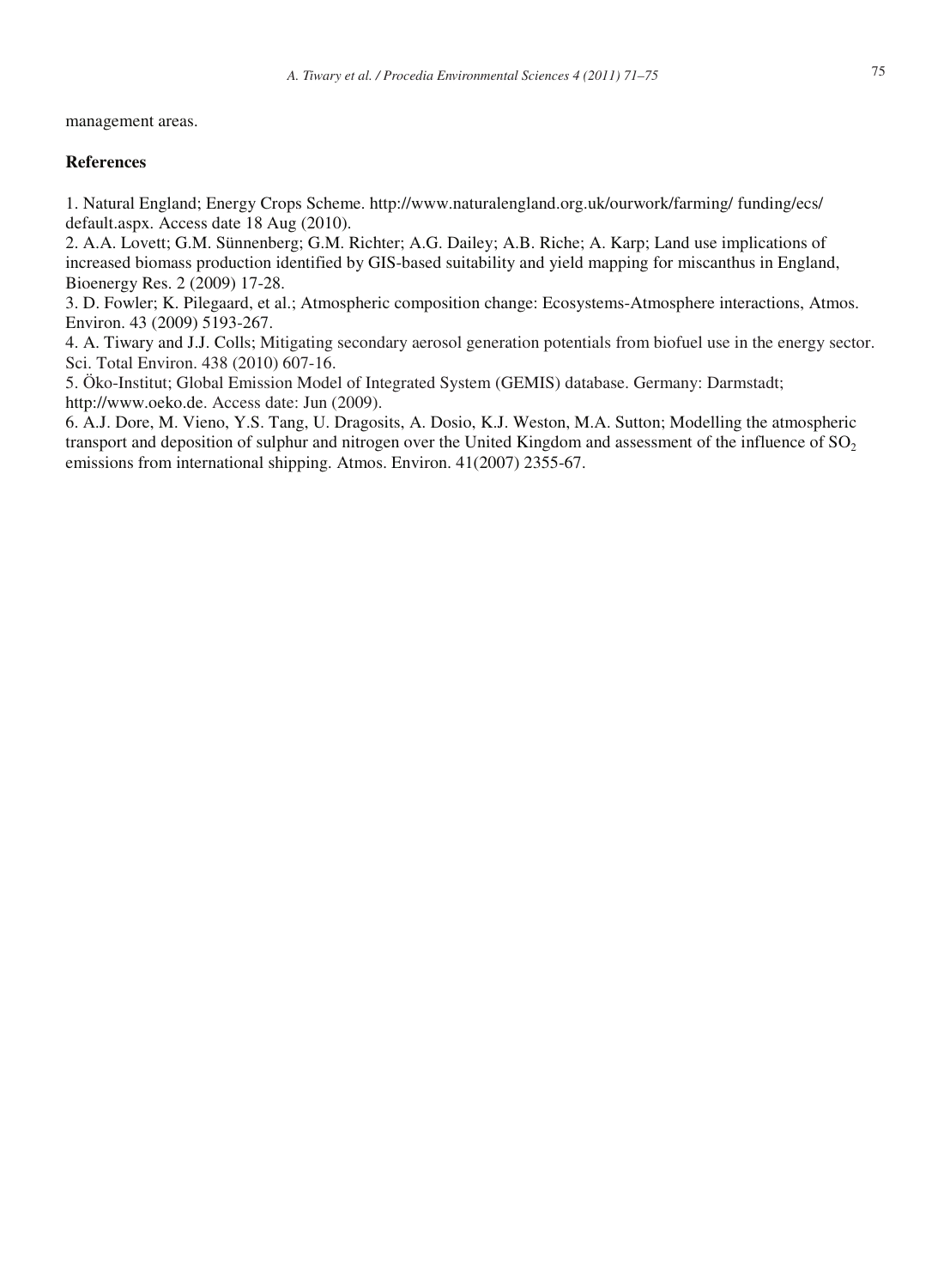management areas.

## References

1. Natural England; Energy Crops Scheme. http://www.naturalengland.org.uk/ourwork/farming/ funding/ecs/ default.aspx. Access date 18 Aug (2010).
2. A.A. Lovett; G.M. Sünnenberg; G.M. Richter; A.G. Dailey; A.B. Riche; A. Karp; Land use implications of increased biomass production identified by GIS-based suitability and yield mapping for miscanthus in England, Bioenergy Res. 2 (2009) 17-28.
3. D. Fowler; K. Pilegaard, et al.; Atmospheric composition change: Ecosystems-Atmosphere interactions, Atmos. Environ. 43 (2009) 5193-267.
4. A. Tiwary and J.J. Colls; Mitigating secondary aerosol generation potentials from biofuel use in the energy sector. Sci. Total Environ. 438 (2010) 607-16.
5. Öko-Institut; Global Emission Model of Integrated System (GEMIS) database. Germany: Darmstadt; http://www.oeko.de. Access date: Jun (2009).
6. A.J. Dore, M. Vieno, Y.S. Tang, U. Dragosits, A. Dosio, K.J. Weston, M.A. Sutton; Modelling the atmospheric transport and deposition of sulphur and nitrogen over the United Kingdom and assessment of the influence of $SO_2$ emissions from international shipping. Atmos. Environ. 41(2007) 2355-67.